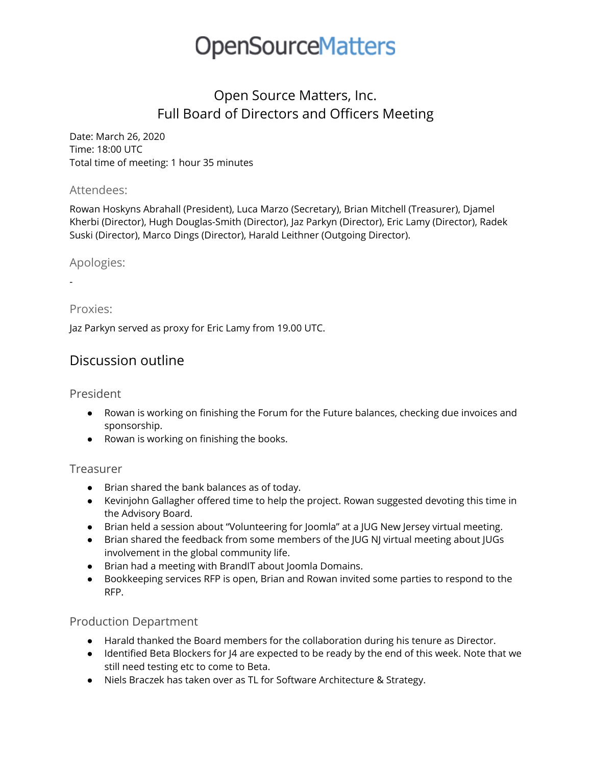# OpenSourceMatters

## Open Source Matters, Inc.
## Full Board of Directors and Officers Meeting

Date: March 26, 2020
Time: 18:00 UTC
Total time of meeting: 1 hour 35 minutes

### Attendees:

Rowan Hoskyns Abrahall (President), Luca Marzo (Secretary), Brian Mitchell (Treasurer), Djamel Kherbi (Director), Hugh Douglas-Smith (Director), Jaz Parkyn (Director), Eric Lamy (Director), Radek Suski (Director), Marco Dings (Director), Harald Leithner (Outgoing Director).

### Apologies:

-

### Proxies:

Jaz Parkyn served as proxy for Eric Lamy from 19.00 UTC.

## Discussion outline

### President

- Rowan is working on finishing the Forum for the Future balances, checking due invoices and sponsorship.
- Rowan is working on finishing the books.

### Treasurer

- Brian shared the bank balances as of today.
- Kevinjohn Gallagher offered time to help the project. Rowan suggested devoting this time in the Advisory Board.
- Brian held a session about "Volunteering for Joomla" at a JUG New Jersey virtual meeting.
- Brian shared the feedback from some members of the JUG NJ virtual meeting about JUGs involvement in the global community life.
- Brian had a meeting with BrandIT about Joomla Domains.
- Bookkeeping services RFP is open, Brian and Rowan invited some parties to respond to the RFP.

### Production Department

- Harald thanked the Board members for the collaboration during his tenure as Director.
- Identified Beta Blockers for J4 are expected to be ready by the end of this week. Note that we still need testing etc to come to Beta.
- Niels Braczek has taken over as TL for Software Architecture & Strategy.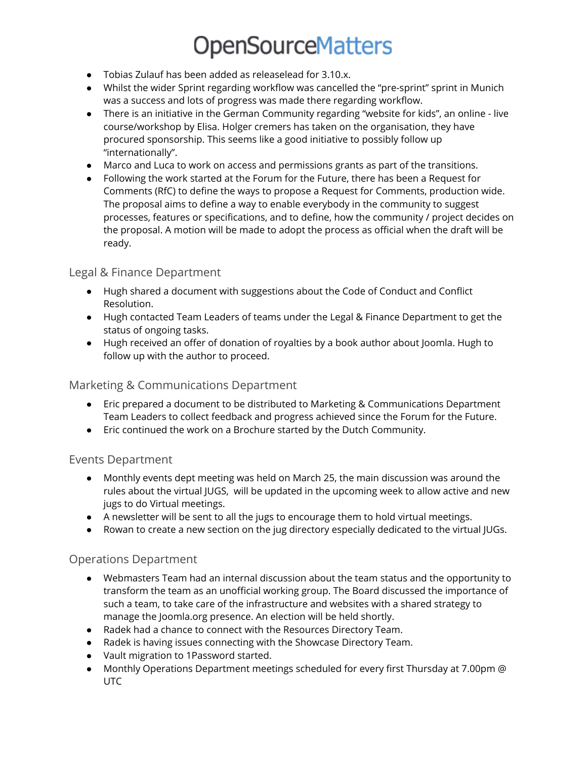- Tobias Zulauf has been added as releaselead for 3.10.x.
- Whilst the wider Sprint regarding workflow was cancelled the “pre-sprint” sprint in Munich was a success and lots of progress was made there regarding workflow.
- There is an initiative in the German Community regarding “website for kids”, an online - live course/workshop by Elisa. Holger cremers has taken on the organisation, they have procured sponsorship. This seems like a good initiative to possibly follow up “internationally”.
- Marco and Luca to work on access and permissions grants as part of the transitions.
- Following the work started at the Forum for the Future, there has been a Request for Comments (RfC) to define the ways to propose a Request for Comments, production wide. The proposal aims to define a way to enable everybody in the community to suggest processes, features or specifications, and to define, how the community / project decides on the proposal. A motion will be made to adopt the process as official when the draft will be ready.

## Legal & Finance Department

- Hugh shared a document with suggestions about the Code of Conduct and Conflict Resolution.
- Hugh contacted Team Leaders of teams under the Legal & Finance Department to get the status of ongoing tasks.
- Hugh received an offer of donation of royalties by a book author about Joomla. Hugh to follow up with the author to proceed.

## Marketing & Communications Department

- Eric prepared a document to be distributed to Marketing & Communications Department Team Leaders to collect feedback and progress achieved since the Forum for the Future.
- Eric continued the work on a Brochure started by the Dutch Community.

## Events Department

- Monthly events dept meeting was held on March 25, the main discussion was around the rules about the virtual JUGS, will be updated in the upcoming week to allow active and new jugs to do Virtual meetings.
- A newsletter will be sent to all the jugs to encourage them to hold virtual meetings.
- Rowan to create a new section on the jug directory especially dedicated to the virtual JUGs.

## Operations Department

- Webmasters Team had an internal discussion about the team status and the opportunity to transform the team as an unofficial working group. The Board discussed the importance of such a team, to take care of the infrastructure and websites with a shared strategy to manage the Joomla.org presence. An election will be held shortly.
- Radek had a chance to connect with the Resources Directory Team.
- Radek is having issues connecting with the Showcase Directory Team.
- Vault migration to 1Password started.
- Monthly Operations Department meetings scheduled for every first Thursday at 7.00pm @ UTC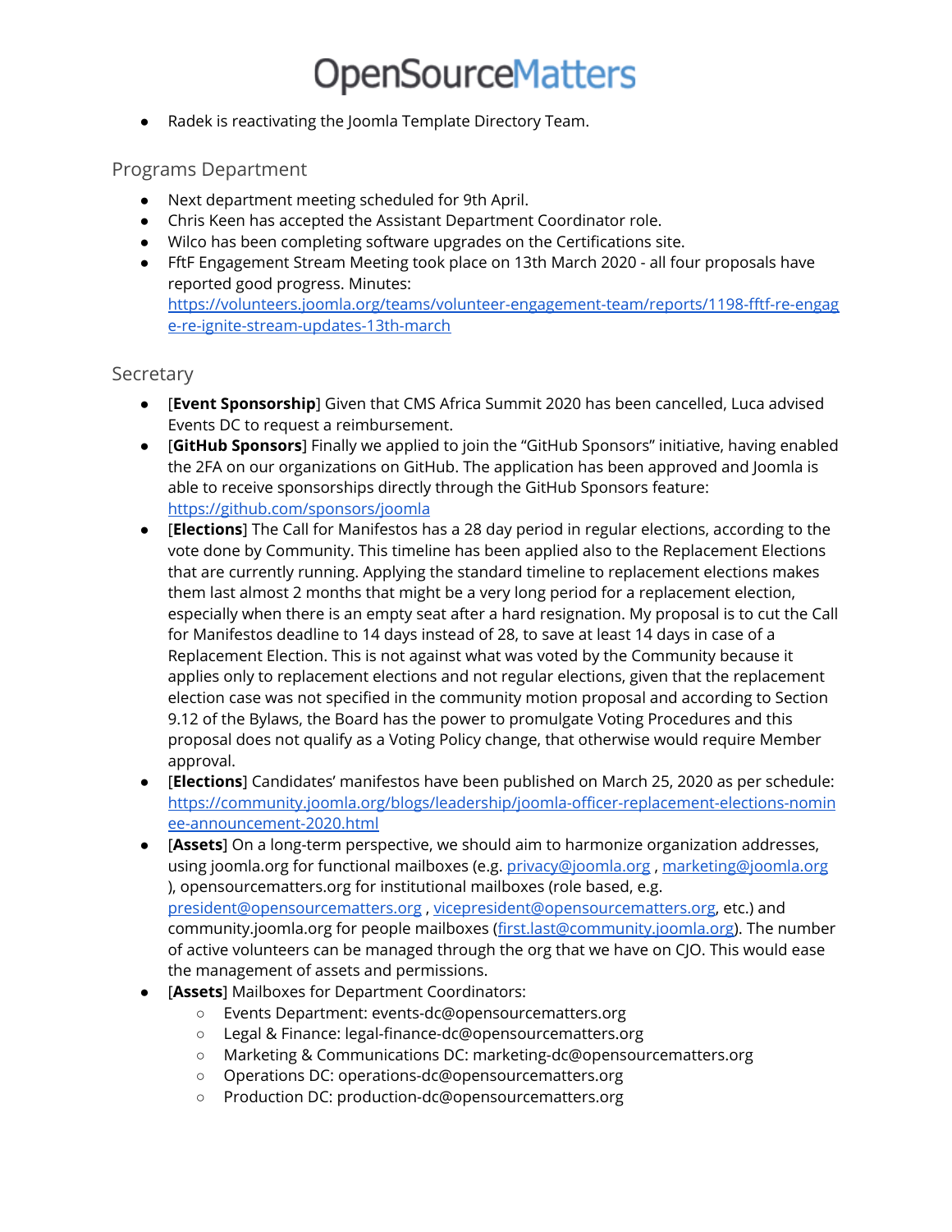- Radek is reactivating the Joomla Template Directory Team.

## Programs Department

- Next department meeting scheduled for 9th April.
- Chris Keen has accepted the Assistant Department Coordinator role.
- Wilco has been completing software upgrades on the Certifications site.
- FftF Engagement Stream Meeting took place on 13th March 2020 - all four proposals have reported good progress. Minutes: [https://volunteers.joomla.org/teams/volunteer-engagement-team/reports/1198-fftf-re-engage-re-ignite-stream-updates-13th-march](https://volunteers.joomla.org/teams/volunteer-engagement-team/reports/1198-fftf-re-engage-re-ignite-stream-updates-13th-march)

## Secretary

- [**Event Sponsorship**] Given that CMS Africa Summit 2020 has been cancelled, Luca advised Events DC to request a reimbursement.
- [**GitHub Sponsors**] Finally we applied to join the "GitHub Sponsors" initiative, having enabled the 2FA on our organizations on GitHub. The application has been approved and Joomla is able to receive sponsorships directly through the GitHub Sponsors feature: [https://github.com/sponsors/joomla](https://github.com/sponsors/joomla)
- [**Elections**] The Call for Manifestos has a 28 day period in regular elections, according to the vote done by Community. This timeline has been applied also to the Replacement Elections that are currently running. Applying the standard timeline to replacement elections makes them last almost 2 months that might be a very long period for a replacement election, especially when there is an empty seat after a hard resignation. My proposal is to cut the Call for Manifestos deadline to 14 days instead of 28, to save at least 14 days in case of a Replacement Election. This is not against what was voted by the Community because it applies only to replacement elections and not regular elections, given that the replacement election case was not specified in the community motion proposal and according to Section 9.12 of the Bylaws, the Board has the power to promulgate Voting Procedures and this proposal does not qualify as a Voting Policy change, that otherwise would require Member approval.
- [**Elections**] Candidates' manifestos have been published on March 25, 2020 as per schedule: [https://community.joomla.org/blogs/leadership/joomla-officer-replacement-elections-nominee-announcement-2020.html](https://community.joomla.org/blogs/leadership/joomla-officer-replacement-elections-nominee-announcement-2020.html)
- [**Assets**] On a long-term perspective, we should aim to harmonize organization addresses, using joomla.org for functional mailboxes (e.g. [privacy@joomla.org](mailto:privacy@joomla.org) , [marketing@joomla.org](mailto:marketing@joomla.org) ), opensourcematters.org for institutional mailboxes (role based, e.g. [president@opensourcematters.org](mailto:president@opensourcematters.org) , [vicepresident@opensourcematters.org](mailto:vicepresident@opensourcematters.org), etc.) and community.joomla.org for people mailboxes ([first.last@community.joomla.org](mailto:first.last@community.joomla.org)). The number of active volunteers can be managed through the org that we have on CJO. This would ease the management of assets and permissions.
- [**Assets**] Mailboxes for Department Coordinators:
  - Events Department: events-dc@opensourcematters.org
  - Legal & Finance: legal-finance-dc@opensourcematters.org
  - Marketing & Communications DC: marketing-dc@opensourcematters.org
  - Operations DC: operations-dc@opensourcematters.org
  - Production DC: production-dc@opensourcematters.org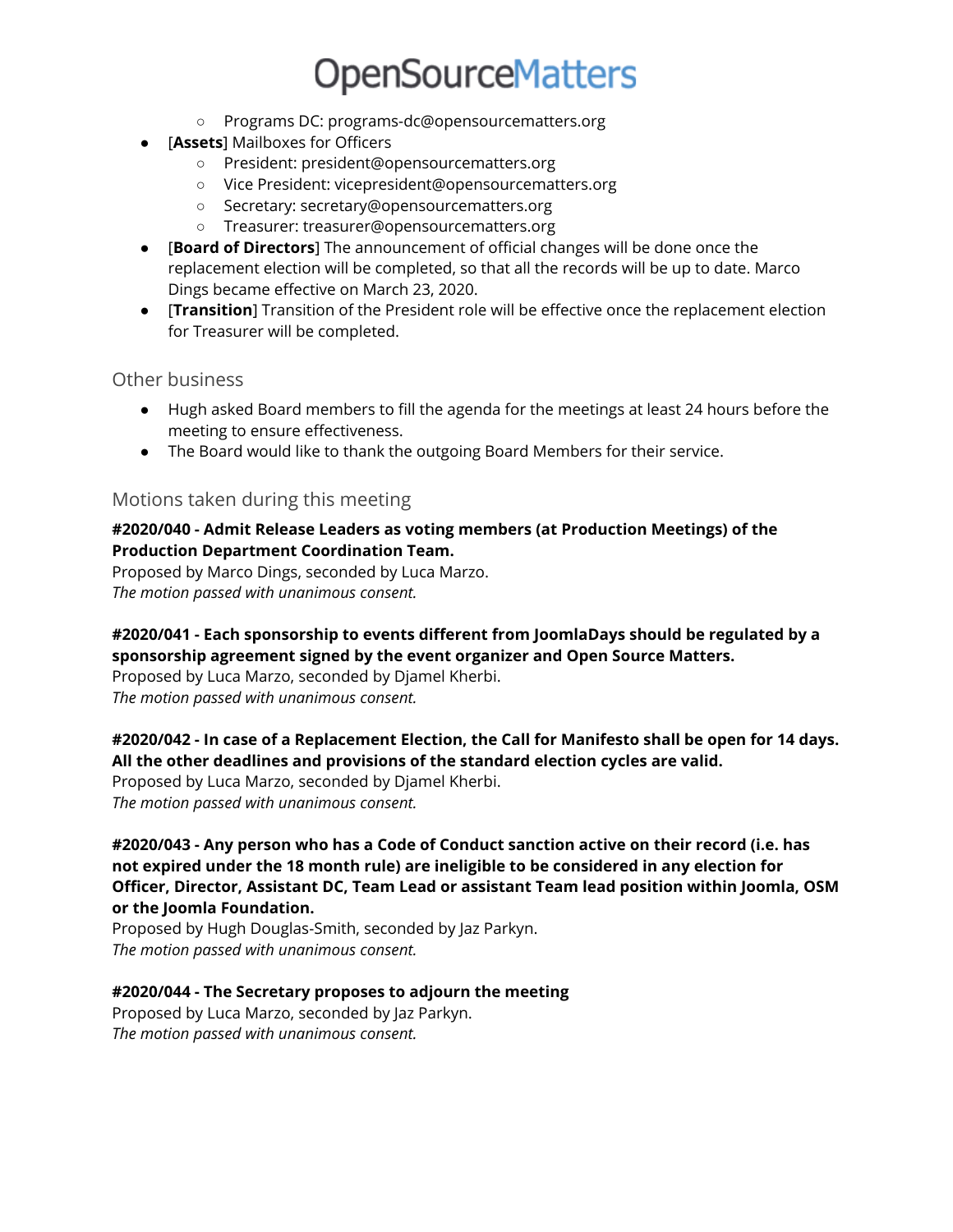- Programs DC: programs-dc@opensourcematters.org
- [**Assets**] Mailboxes for Officers
  - President: president@opensourcematters.org
  - Vice President: vicepresident@opensourcematters.org
  - Secretary: secretary@opensourcematters.org
  - Treasurer: treasurer@opensourcematters.org
- [**Board of Directors**] The announcement of official changes will be done once the replacement election will be completed, so that all the records will be up to date. Marco Dings became effective on March 23, 2020.
- [**Transition**] Transition of the President role will be effective once the replacement election for Treasurer will be completed.

## Other business

- Hugh asked Board members to fill the agenda for the meetings at least 24 hours before the meeting to ensure effectiveness.
- The Board would like to thank the outgoing Board Members for their service.

## Motions taken during this meeting

**#2020/040 - Admit Release Leaders as voting members (at Production Meetings) of the Production Department Coordination Team.**
Proposed by Marco Dings, seconded by Luca Marzo.
*The motion passed with unanimous consent.*

**#2020/041 - Each sponsorship to events different from JoomlaDays should be regulated by a sponsorship agreement signed by the event organizer and Open Source Matters.**
Proposed by Luca Marzo, seconded by Djamel Kherbi.
*The motion passed with unanimous consent.*

**#2020/042 - In case of a Replacement Election, the Call for Manifesto shall be open for 14 days. All the other deadlines and provisions of the standard election cycles are valid.**
Proposed by Luca Marzo, seconded by Djamel Kherbi.
*The motion passed with unanimous consent.*

**#2020/043 - Any person who has a Code of Conduct sanction active on their record (i.e. has not expired under the 18 month rule) are ineligible to be considered in any election for Officer, Director, Assistant DC, Team Lead or assistant Team lead position within Joomla, OSM or the Joomla Foundation.**
Proposed by Hugh Douglas-Smith, seconded by Jaz Parkyn.
*The motion passed with unanimous consent.*

**#2020/044 - The Secretary proposes to adjourn the meeting**
Proposed by Luca Marzo, seconded by Jaz Parkyn.
*The motion passed with unanimous consent.*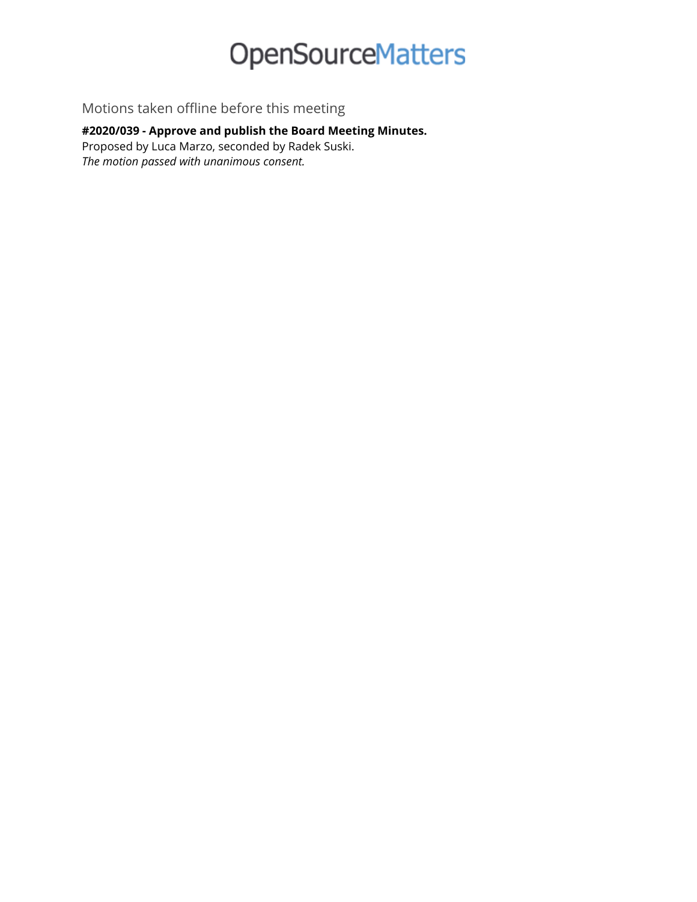## Motions taken offline before this meeting

**#2020/039 - Approve and publish the Board Meeting Minutes.**
Proposed by Luca Marzo, seconded by Radek Suski.
*The motion passed with unanimous consent.*